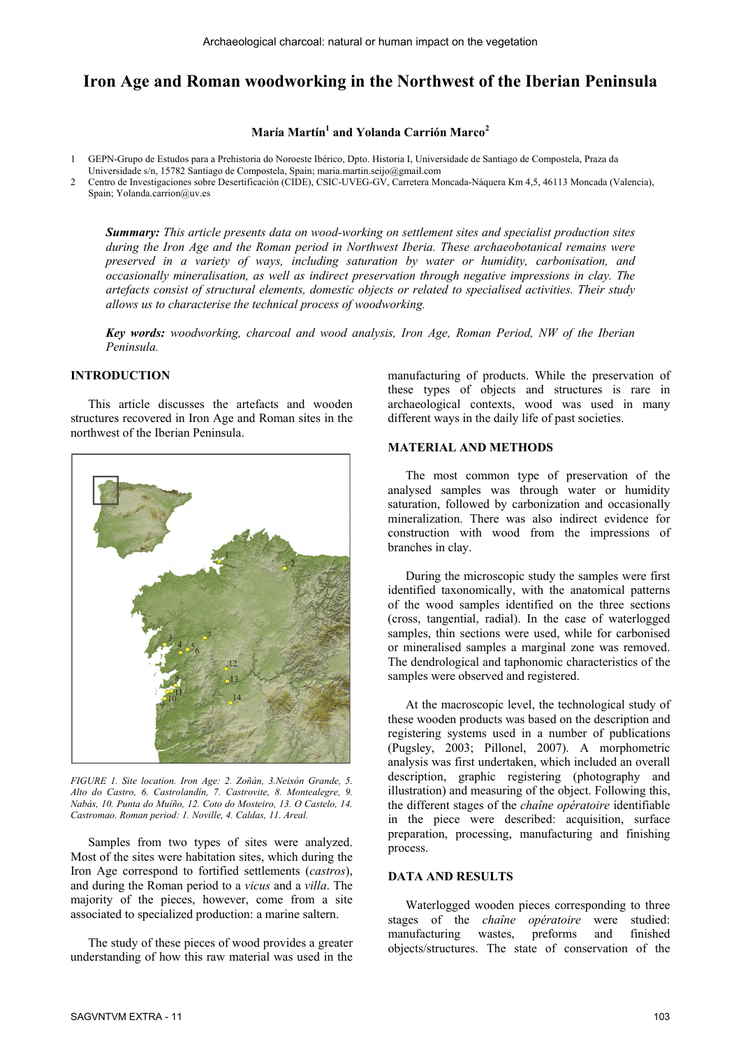# Iron Age and Roman woodworking in the Northwest of the Iberian Peninsula

**María Martín[1] and Yolanda Carrión Marco[2]**

1 GEPN-Grupo de Estudos para a Prehistoria do Noroeste Ibérico, Dpto. Historia I, Universidade de Santiago de Compostela, Praza da Universidade s/n, 15782 Santiago de Compostela, Spain; maria.martin.seijo@gmail.com

2 Centro de Investigaciones sobre Desertificación (CIDE), CSIC-UVEG-GV, Carretera Moncada-Náquera Km 4,5, 46113 Moncada (Valencia), Spain; Yolanda.carrion@uv.es

***Summary:*** *This article presents data on wood-working on settlement sites and specialist production sites during the Iron Age and the Roman period in Northwest Iberia. These archaeobotanical remains were preserved in a variety of ways, including saturation by water or humidity, carbonisation, and occasionally mineralisation, as well as indirect preservation through negative impressions in clay. The artefacts consist of structural elements, domestic objects or related to specialised activities. Their study allows us to characterise the technical process of woodworking.*

***Key words:*** *woodworking, charcoal and wood analysis, Iron Age, Roman Period, NW of the Iberian Peninsula.*

## INTRODUCTION

This article discusses the artefacts and wooden structures recovered in Iron Age and Roman sites in the northwest of the Iberian Peninsula.

*FIGURE 1. Site location. Iron Age: 2. Zoñán, 3.Neixón Grande, 5. Alto do Castro, 6. Castrolandín, 7. Castrovite, 8. Montealegre, 9. Nabás, 10. Punta do Muiño, 12. Coto do Mosteiro, 13. O Castelo, 14. Castromao. Roman period: 1. Noville, 4. Caldas, 11. Areal.*

Samples from two types of sites were analyzed. Most of the sites were habitation sites, which during the Iron Age correspond to fortified settlements (*castros*), and during the Roman period to a *vicus* and a *villa*. The majority of the pieces, however, come from a site associated to specialized production: a marine saltern.

The study of these pieces of wood provides a greater understanding of how this raw material was used in the manufacturing of products. While the preservation of these types of objects and structures is rare in archaeological contexts, wood was used in many different ways in the daily life of past societies.

## MATERIAL AND METHODS

The most common type of preservation of the analysed samples was through water or humidity saturation, followed by carbonization and occasionally mineralization. There was also indirect evidence for construction with wood from the impressions of branches in clay.

During the microscopic study the samples were first identified taxonomically, with the anatomical patterns of the wood samples identified on the three sections (cross, tangential, radial). In the case of waterlogged samples, thin sections were used, while for carbonised or mineralised samples a marginal zone was removed. The dendrological and taphonomic characteristics of the samples were observed and registered.

At the macroscopic level, the technological study of these wooden products was based on the description and registering systems used in a number of publications (Pugsley, 2003; Pillonel, 2007). A morphometric analysis was first undertaken, which included an overall description, graphic registering (photography and illustration) and measuring of the object. Following this, the different stages of the *chaîne opératoire* identifiable in the piece were described: acquisition, surface preparation, processing, manufacturing and finishing process.

## DATA AND RESULTS

Waterlogged wooden pieces corresponding to three stages of the *chaîne opératoire* were studied: manufacturing wastes, preforms and finished objects/structures. The state of conservation of the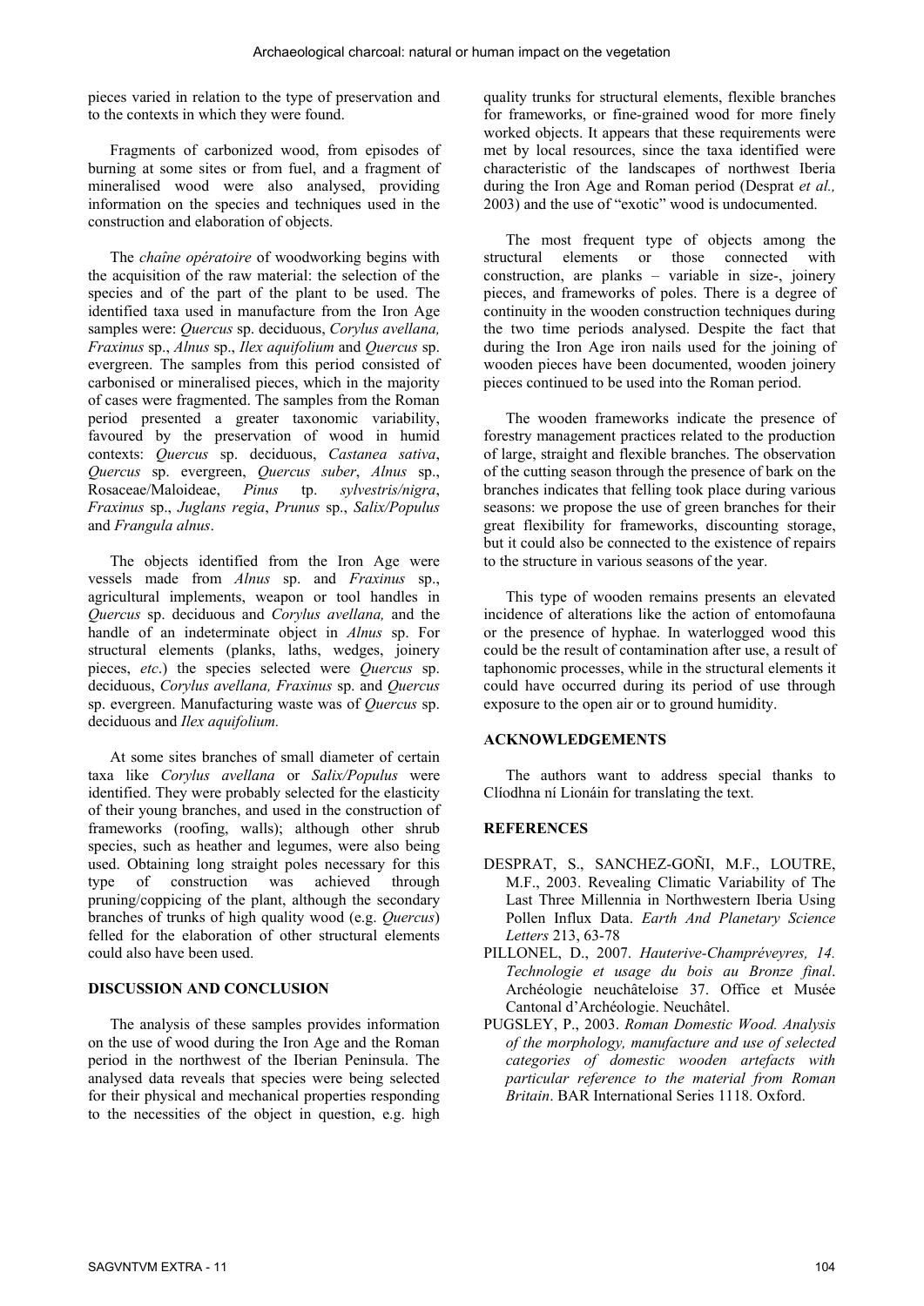pieces varied in relation to the type of preservation and to the contexts in which they were found.

Fragments of carbonized wood, from episodes of burning at some sites or from fuel, and a fragment of mineralised wood were also analysed, providing information on the species and techniques used in the construction and elaboration of objects.

The *chaîne opératoire* of woodworking begins with the acquisition of the raw material: the selection of the species and of the part of the plant to be used. The identified taxa used in manufacture from the Iron Age samples were: *Quercus* sp. deciduous, *Corylus avellana, Fraxinus* sp., *Alnus* sp., *Ilex aquifolium* and *Quercus* sp. evergreen. The samples from this period consisted of carbonised or mineralised pieces, which in the majority of cases were fragmented. The samples from the Roman period presented a greater taxonomic variability, favoured by the preservation of wood in humid contexts: *Quercus* sp. deciduous, *Castanea sativa*, *Quercus* sp. evergreen, *Quercus suber*, *Alnus* sp., Rosaceae/Maloideae, *Pinus* tp. *sylvestris/nigra*, *Fraxinus* sp., *Juglans regia*, *Prunus* sp., *Salix/Populus* and *Frangula alnus*.

The objects identified from the Iron Age were vessels made from *Alnus* sp. and *Fraxinus* sp., agricultural implements, weapon or tool handles in *Quercus* sp. deciduous and *Corylus avellana,* and the handle of an indeterminate object in *Alnus* sp. For structural elements (planks, laths, wedges, joinery pieces, *etc*.) the species selected were *Quercus* sp. deciduous, *Corylus avellana, Fraxinus* sp. and *Quercus* sp. evergreen. Manufacturing waste was of *Quercus* sp. deciduous and *Ilex aquifolium.*

At some sites branches of small diameter of certain taxa like *Corylus avellana* or *Salix/Populus* were identified. They were probably selected for the elasticity of their young branches, and used in the construction of frameworks (roofing, walls); although other shrub species, such as heather and legumes, were also being used. Obtaining long straight poles necessary for this type of construction was achieved through pruning/coppicing of the plant, although the secondary branches of trunks of high quality wood (e.g. *Quercus*) felled for the elaboration of other structural elements could also have been used.

## DISCUSSION AND CONCLUSION

The analysis of these samples provides information on the use of wood during the Iron Age and the Roman period in the northwest of the Iberian Peninsula. The analysed data reveals that species were being selected for their physical and mechanical properties responding to the necessities of the object in question, e.g. high quality trunks for structural elements, flexible branches for frameworks, or fine-grained wood for more finely worked objects. It appears that these requirements were met by local resources, since the taxa identified were characteristic of the landscapes of northwest Iberia during the Iron Age and Roman period (Desprat *et al.,* 2003) and the use of "exotic" wood is undocumented.

The most frequent type of objects among the structural elements or those connected with construction, are planks – variable in size-, joinery pieces, and frameworks of poles. There is a degree of continuity in the wooden construction techniques during the two time periods analysed. Despite the fact that during the Iron Age iron nails used for the joining of wooden pieces have been documented, wooden joinery pieces continued to be used into the Roman period.

The wooden frameworks indicate the presence of forestry management practices related to the production of large, straight and flexible branches. The observation of the cutting season through the presence of bark on the branches indicates that felling took place during various seasons: we propose the use of green branches for their great flexibility for frameworks, discounting storage, but it could also be connected to the existence of repairs to the structure in various seasons of the year.

This type of wooden remains presents an elevated incidence of alterations like the action of entomofauna or the presence of hyphae. In waterlogged wood this could be the result of contamination after use, a result of taphonomic processes, while in the structural elements it could have occurred during its period of use through exposure to the open air or to ground humidity.

## ACKNOWLEDGEMENTS

The authors want to address special thanks to Clíodhna ní Lionáin for translating the text.

## REFERENCES

- DESPRAT, S., SANCHEZ-GOÑI, M.F., LOUTRE, M.F., 2003. Revealing Climatic Variability of The Last Three Millennia in Northwestern Iberia Using Pollen Influx Data. *Earth And Planetary Science Letters* 213, 63-78
- PILLONEL, D., 2007. *Hauterive-Champréveyres, 14. Technologie et usage du bois au Bronze final*. Archéologie neuchâteloise 37. Office et Musée Cantonal d'Archéologie. Neuchâtel.
- PUGSLEY, P., 2003. *Roman Domestic Wood. Analysis of the morphology, manufacture and use of selected categories of domestic wooden artefacts with particular reference to the material from Roman Britain*. BAR International Series 1118. Oxford.